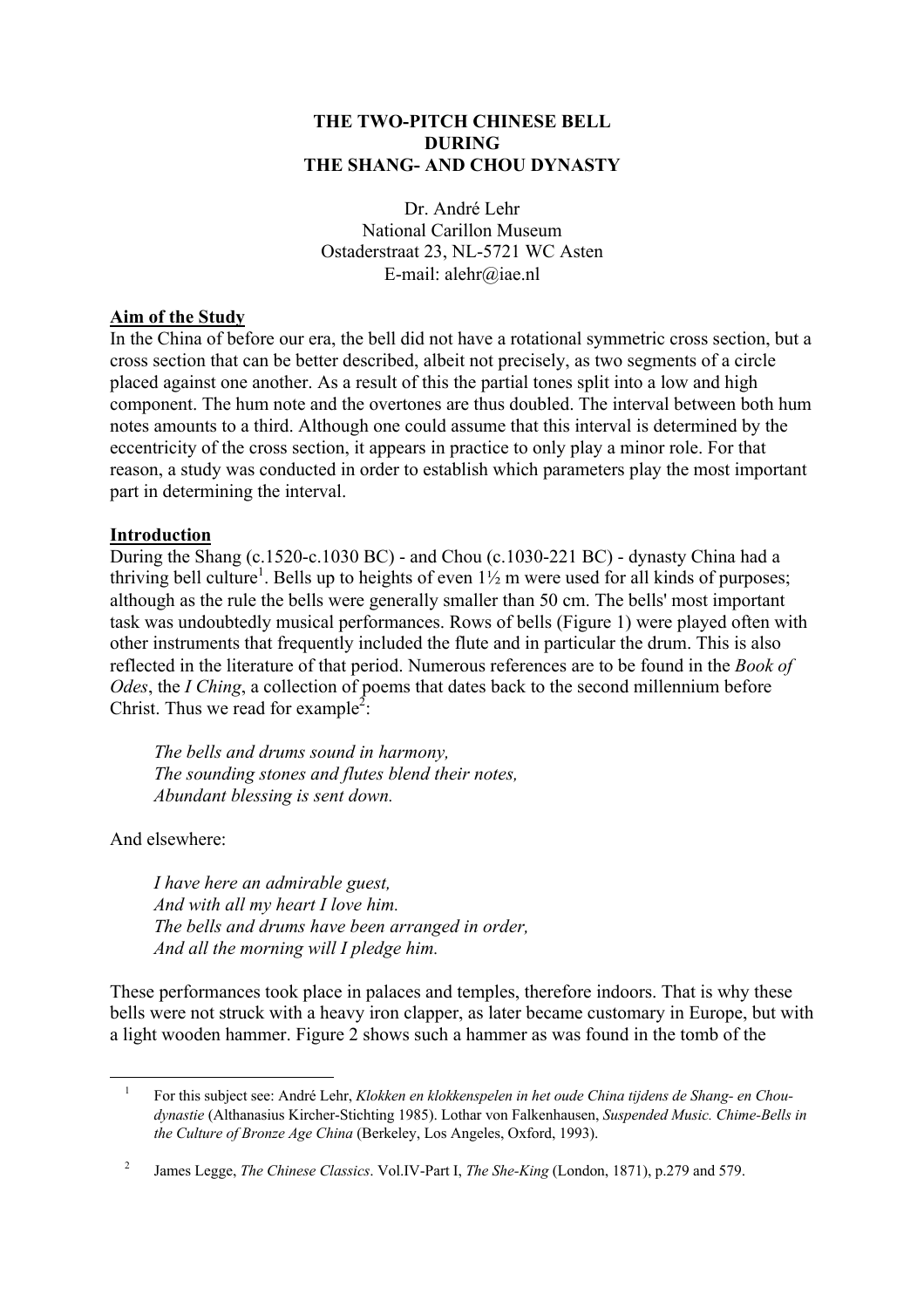# THE TWO-PITCH CHINESE BELL DURING THE SHANG- AND CHOU DYNASTY

Dr. André Lehr  
National Carillon Museum  
Ostaderstraat 23, NL-5721 WC Asten  
E-mail: alehr@iae.nl

## Aim of the Study

In the China of before our era, the bell did not have a rotational symmetric cross section, but a cross section that can be better described, albeit not precisely, as two segments of a circle placed against one another. As a result of this the partial tones split into a low and high component. The hum note and the overtones are thus doubled. The interval between both hum notes amounts to a third. Although one could assume that this interval is determined by the eccentricity of the cross section, it appears in practice to only play a minor role. For that reason, a study was conducted in order to establish which parameters play the most important part in determining the interval.

## Introduction

During the Shang (c.1520-c.1030 BC) - and Chou (c.1030-221 BC) - dynasty China had a thriving bell culture[1]. Bells up to heights of even 1½ m were used for all kinds of purposes; although as the rule the bells were generally smaller than 50 cm. The bells' most important task was undoubtedly musical performances. Rows of bells (Figure 1) were played often with other instruments that frequently included the flute and in particular the drum. This is also reflected in the literature of that period. Numerous references are to be found in the *Book of Odes*, the *I Ching*, a collection of poems that dates back to the second millennium before Christ. Thus we read for example[2]:

> *The bells and drums sound in harmony,*  
> *The sounding stones and flutes blend their notes,*  
> *Abundant blessing is sent down.*

And elsewhere:

> *I have here an admirable guest,*  
> *And with all my heart I love him.*  
> *The bells and drums have been arranged in order,*  
> *And all the morning will I pledge him.*

These performances took place in palaces and temples, therefore indoors. That is why these bells were not struck with a heavy iron clapper, as later became customary in Europe, but with a light wooden hammer. Figure 2 shows such a hammer as was found in the tomb of the

---

[1] For this subject see: André Lehr, *Klokken en klokkenspelen in het oude China tijdens de Shang- en Chou-dynastie* (Althanasius Kircher-Stichting 1985). Lothar von Falkenhausen, *Suspended Music. Chime-Bells in the Culture of Bronze Age China* (Berkeley, Los Angeles, Oxford, 1993).

[2] James Legge, *The Chinese Classics*. Vol.IV-Part I, *The She-King* (London, 1871), p.279 and 579.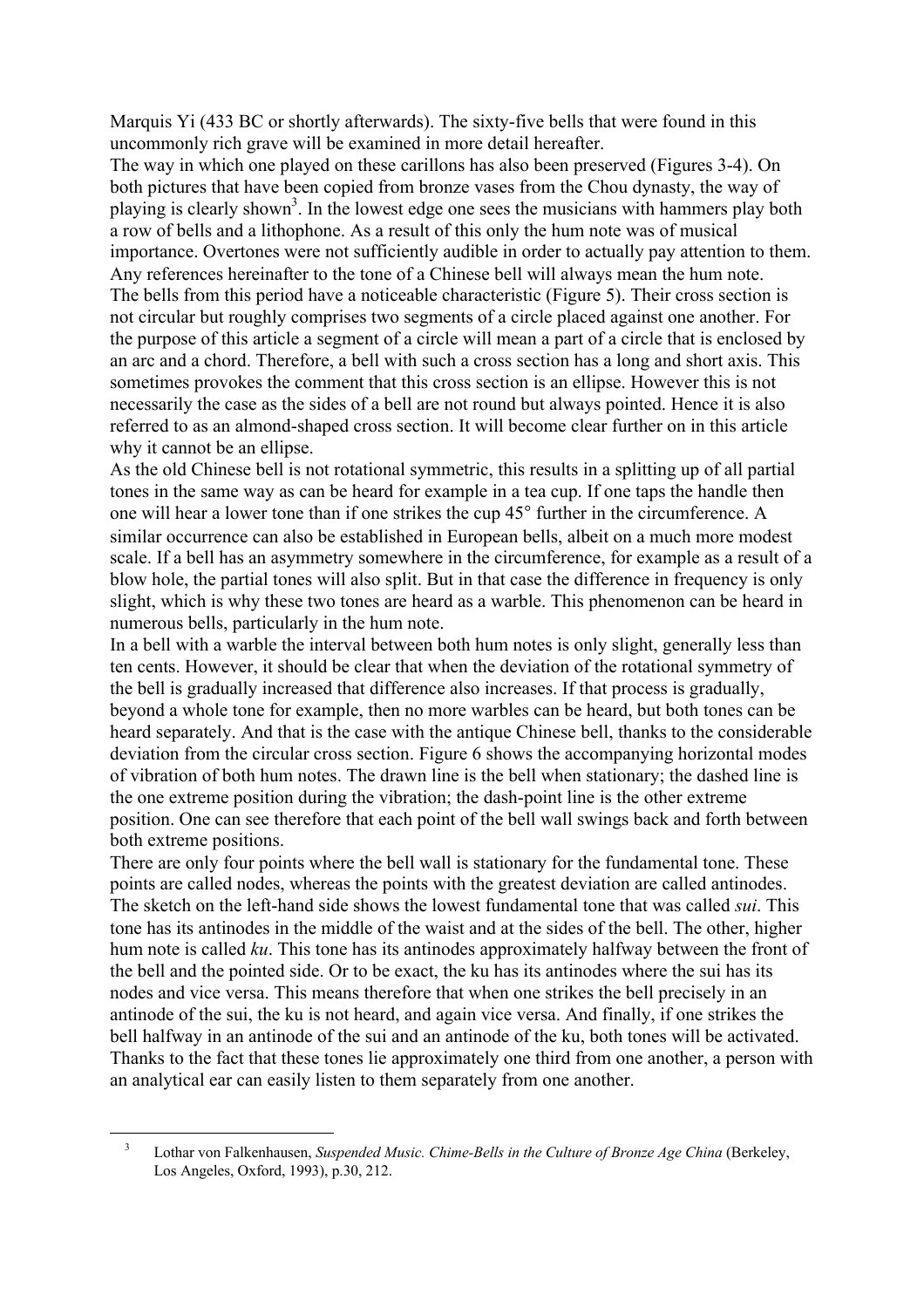Marquis Yi (433 BC or shortly afterwards). The sixty-five bells that were found in this uncommonly rich grave will be examined in more detail hereafter.

The way in which one played on these carillons has also been preserved (Figures 3-4). On both pictures that have been copied from bronze vases from the Chou dynasty, the way of playing is clearly shown[3]. In the lowest edge one sees the musicians with hammers play both a row of bells and a lithophone. As a result of this only the hum note was of musical importance. Overtones were not sufficiently audible in order to actually pay attention to them. Any references hereinafter to the tone of a Chinese bell will always mean the hum note.

The bells from this period have a noticeable characteristic (Figure 5). Their cross section is not circular but roughly comprises two segments of a circle placed against one another. For the purpose of this article a segment of a circle will mean a part of a circle that is enclosed by an arc and a chord. Therefore, a bell with such a cross section has a long and short axis. This sometimes provokes the comment that this cross section is an ellipse. However this is not necessarily the case as the sides of a bell are not round but always pointed. Hence it is also referred to as an almond-shaped cross section. It will become clear further on in this article why it cannot be an ellipse.

As the old Chinese bell is not rotational symmetric, this results in a splitting up of all partial tones in the same way as can be heard for example in a tea cup. If one taps the handle then one will hear a lower tone than if one strikes the cup 45° further in the circumference. A similar occurrence can also be established in European bells, albeit on a much more modest scale. If a bell has an asymmetry somewhere in the circumference, for example as a result of a blow hole, the partial tones will also split. But in that case the difference in frequency is only slight, which is why these two tones are heard as a warble. This phenomenon can be heard in numerous bells, particularly in the hum note.

In a bell with a warble the interval between both hum notes is only slight, generally less than ten cents. However, it should be clear that when the deviation of the rotational symmetry of the bell is gradually increased that difference also increases. If that process is gradually, beyond a whole tone for example, then no more warbles can be heard, but both tones can be heard separately. And that is the case with the antique Chinese bell, thanks to the considerable deviation from the circular cross section. Figure 6 shows the accompanying horizontal modes of vibration of both hum notes. The drawn line is the bell when stationary; the dashed line is the one extreme position during the vibration; the dash-point line is the other extreme position. One can see therefore that each point of the bell wall swings back and forth between both extreme positions.

There are only four points where the bell wall is stationary for the fundamental tone. These points are called nodes, whereas the points with the greatest deviation are called antinodes. The sketch on the left-hand side shows the lowest fundamental tone that was called *sui*. This tone has its antinodes in the middle of the waist and at the sides of the bell. The other, higher hum note is called *ku*. This tone has its antinodes approximately halfway between the front of the bell and the pointed side. Or to be exact, the ku has its antinodes where the sui has its nodes and vice versa. This means therefore that when one strikes the bell precisely in an antinode of the sui, the ku is not heard, and again vice versa. And finally, if one strikes the bell halfway in an antinode of the sui and an antinode of the ku, both tones will be activated. Thanks to the fact that these tones lie approximately one third from one another, a person with an analytical ear can easily listen to them separately from one another.

---

[3] Lothar von Falkenhausen, *Suspended Music. Chime-Bells in the Culture of Bronze Age China* (Berkeley, Los Angeles, Oxford, 1993), p.30, 212.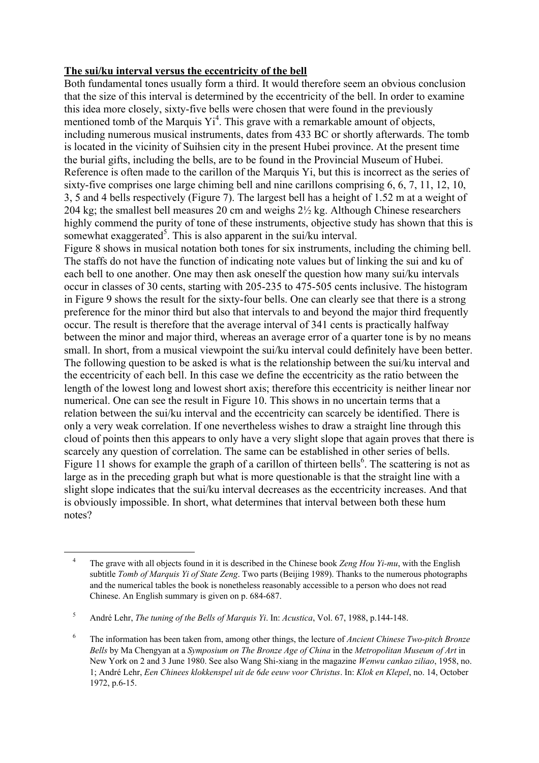**The sui/ku interval versus the eccentricity of the bell**

Both fundamental tones usually form a third. It would therefore seem an obvious conclusion that the size of this interval is determined by the eccentricity of the bell. In order to examine this idea more closely, sixty-five bells were chosen that were found in the previously mentioned tomb of the Marquis Yi[4]. This grave with a remarkable amount of objects, including numerous musical instruments, dates from 433 BC or shortly afterwards. The tomb is located in the vicinity of Suihsien city in the present Hubei province. At the present time the burial gifts, including the bells, are to be found in the Provincial Museum of Hubei. Reference is often made to the carillon of the Marquis Yi, but this is incorrect as the series of sixty-five comprises one large chiming bell and nine carillons comprising 6, 6, 7, 11, 12, 10, 3, 5 and 4 bells respectively (Figure 7). The largest bell has a height of 1.52 m at a weight of 204 kg; the smallest bell measures 20 cm and weighs 2½ kg. Although Chinese researchers highly commend the purity of tone of these instruments, objective study has shown that this is somewhat exaggerated[5]. This is also apparent in the sui/ku interval.

Figure 8 shows in musical notation both tones for six instruments, including the chiming bell. The staffs do not have the function of indicating note values but of linking the sui and ku of each bell to one another. One may then ask oneself the question how many sui/ku intervals occur in classes of 30 cents, starting with 205-235 to 475-505 cents inclusive. The histogram in Figure 9 shows the result for the sixty-four bells. One can clearly see that there is a strong preference for the minor third but also that intervals to and beyond the major third frequently occur. The result is therefore that the average interval of 341 cents is practically halfway between the minor and major third, whereas an average error of a quarter tone is by no means small. In short, from a musical viewpoint the sui/ku interval could definitely have been better. The following question to be asked is what is the relationship between the sui/ku interval and the eccentricity of each bell. In this case we define the eccentricity as the ratio between the length of the lowest long and lowest short axis; therefore this eccentricity is neither linear nor numerical. One can see the result in Figure 10. This shows in no uncertain terms that a relation between the sui/ku interval and the eccentricity can scarcely be identified. There is only a very weak correlation. If one nevertheless wishes to draw a straight line through this cloud of points then this appears to only have a very slight slope that again proves that there is scarcely any question of correlation. The same can be established in other series of bells. Figure 11 shows for example the graph of a carillon of thirteen bells[6]. The scattering is not as large as in the preceding graph but what is more questionable is that the straight line with a slight slope indicates that the sui/ku interval decreases as the eccentricity increases. And that is obviously impossible. In short, what determines that interval between both these hum notes?

---

[4] The grave with all objects found in it is described in the Chinese book *Zeng Hou Yi-mu*, with the English subtitle *Tomb of Marquis Yi of State Zeng*. Two parts (Beijing 1989). Thanks to the numerous photographs and the numerical tables the book is nonetheless reasonably accessible to a person who does not read Chinese. An English summary is given on p. 684-687.

[5] André Lehr, *The tuning of the Bells of Marquis Yi*. In: *Acustica*, Vol. 67, 1988, p.144-148.

[6] The information has been taken from, among other things, the lecture of *Ancient Chinese Two-pitch Bronze Bells* by Ma Chengyan at a *Symposium on The Bronze Age of China* in the *Metropolitan Museum of Art* in New York on 2 and 3 June 1980. See also Wang Shi-xiang in the magazine *Wenwu cankao ziliao*, 1958, no. 1; André Lehr, *Een Chinees klokkenspel uit de 6de eeuw voor Christus*. In: *Klok en Klepel*, no. 14, October 1972, p.6-15.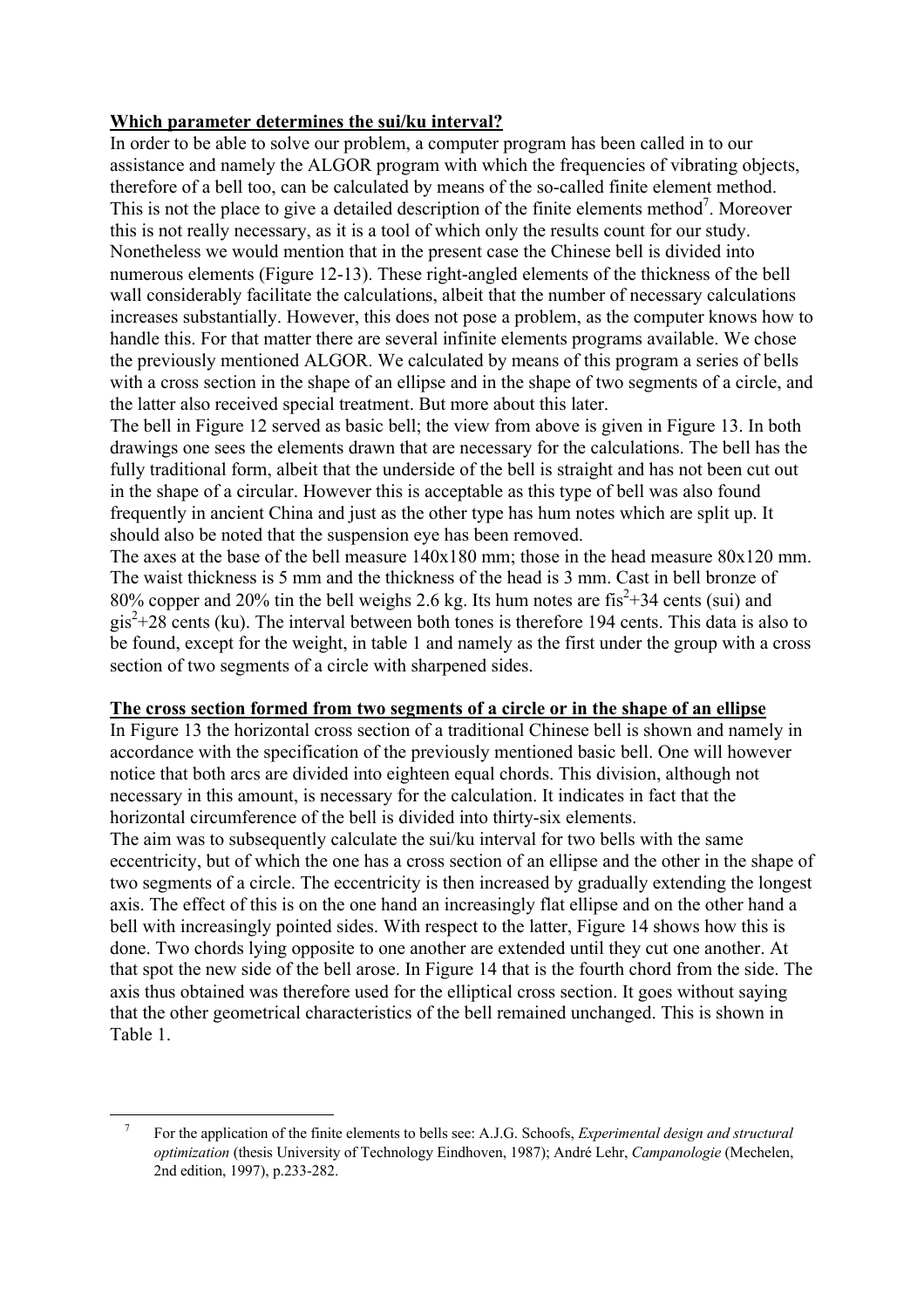**Which parameter determines the sui/ku interval?**

In order to be able to solve our problem, a computer program has been called in to our assistance and namely the ALGOR program with which the frequencies of vibrating objects, therefore of a bell too, can be calculated by means of the so-called finite element method. This is not the place to give a detailed description of the finite elements method[7]. Moreover this is not really necessary, as it is a tool of which only the results count for our study. Nonetheless we would mention that in the present case the Chinese bell is divided into numerous elements (Figure 12-13). These right-angled elements of the thickness of the bell wall considerably facilitate the calculations, albeit that the number of necessary calculations increases substantially. However, this does not pose a problem, as the computer knows how to handle this. For that matter there are several infinite elements programs available. We chose the previously mentioned ALGOR. We calculated by means of this program a series of bells with a cross section in the shape of an ellipse and in the shape of two segments of a circle, and the latter also received special treatment. But more about this later.

The bell in Figure 12 served as basic bell; the view from above is given in Figure 13. In both drawings one sees the elements drawn that are necessary for the calculations. The bell has the fully traditional form, albeit that the underside of the bell is straight and has not been cut out in the shape of a circular. However this is acceptable as this type of bell was also found frequently in ancient China and just as the other type has hum notes which are split up. It should also be noted that the suspension eye has been removed.

The axes at the base of the bell measure 140x180 mm; those in the head measure 80x120 mm. The waist thickness is 5 mm and the thickness of the head is 3 mm. Cast in bell bronze of 80% copper and 20% tin the bell weighs 2.6 kg. Its hum notes are fis$^2$+34 cents (sui) and gis$^2$+28 cents (ku). The interval between both tones is therefore 194 cents. This data is also to be found, except for the weight, in table 1 and namely as the first under the group with a cross section of two segments of a circle with sharpened sides.

**The cross section formed from two segments of a circle or in the shape of an ellipse**

In Figure 13 the horizontal cross section of a traditional Chinese bell is shown and namely in accordance with the specification of the previously mentioned basic bell. One will however notice that both arcs are divided into eighteen equal chords. This division, although not necessary in this amount, is necessary for the calculation. It indicates in fact that the horizontal circumference of the bell is divided into thirty-six elements.

The aim was to subsequently calculate the sui/ku interval for two bells with the same eccentricity, but of which the one has a cross section of an ellipse and the other in the shape of two segments of a circle. The eccentricity is then increased by gradually extending the longest axis. The effect of this is on the one hand an increasingly flat ellipse and on the other hand a bell with increasingly pointed sides. With respect to the latter, Figure 14 shows how this is done. Two chords lying opposite to one another are extended until they cut one another. At that spot the new side of the bell arose. In Figure 14 that is the fourth chord from the side. The axis thus obtained was therefore used for the elliptical cross section. It goes without saying that the other geometrical characteristics of the bell remained unchanged. This is shown in Table 1.

---

[7] For the application of the finite elements to bells see: A.J.G. Schoofs, *Experimental design and structural optimization* (thesis University of Technology Eindhoven, 1987); André Lehr, *Campanologie* (Mechelen, 2nd edition, 1997), p.233-282.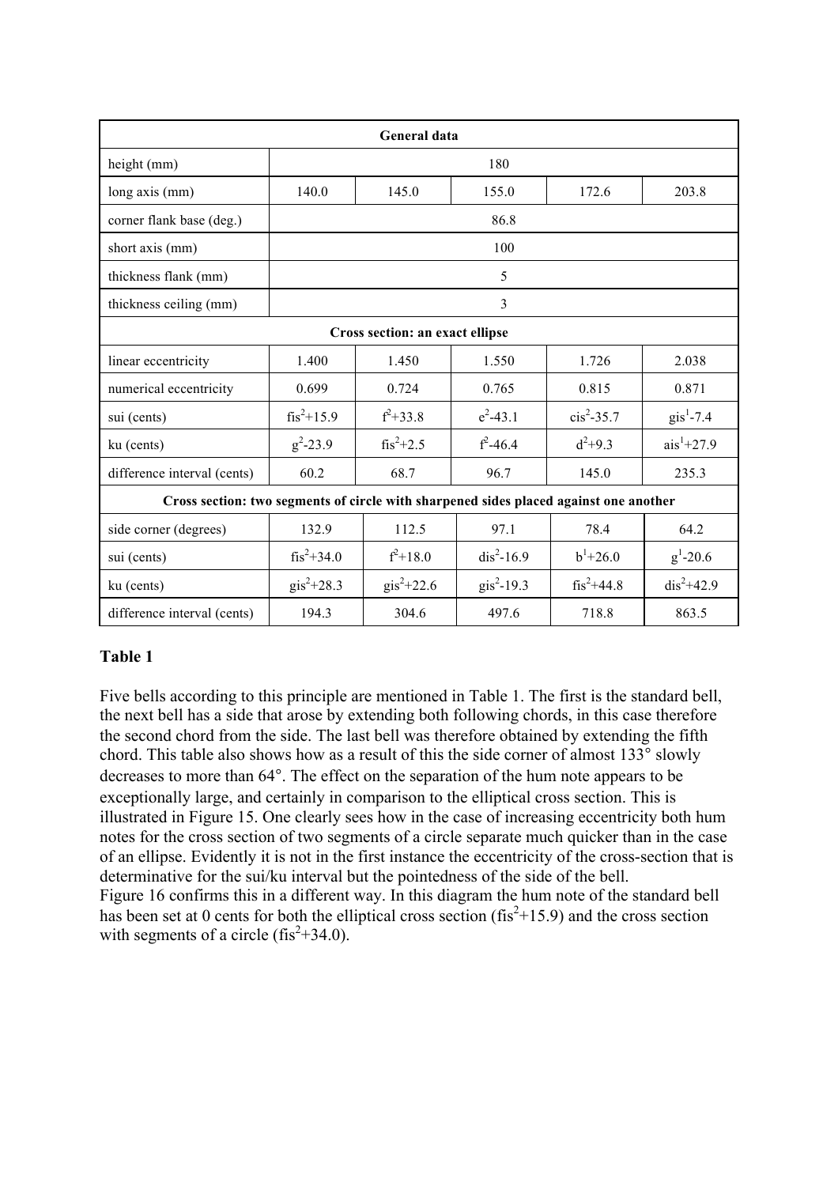| General data | | | | | |
|---|---|---|---|---|---|
| height (mm) | 180 | | | | |
| long axis (mm) | 140.0 | 145.0 | 155.0 | 172.6 | 203.8 |
| corner flank base (deg.) | 86.8 | | | | |
| short axis (mm) | 100 | | | | |
| thickness flank (mm) | 5 | | | | |
| thickness ceiling (mm) | 3 | | | | |
| **Cross section: an exact ellipse** | | | | | |
| linear eccentricity | 1.400 | 1.450 | 1.550 | 1.726 | 2.038 |
| numerical eccentricity | 0.699 | 0.724 | 0.765 | 0.815 | 0.871 |
| sui (cents) | $fis^2$+15.9 | $f^2$+33.8 | $e^2$-43.1 | $cis^2$-35.7 | $gis^1$-7.4 |
| ku (cents) | $g^2$-23.9 | $fis^2$+2.5 | $f^2$-46.4 | $d^2$+9.3 | $ais^1$+27.9 |
| difference interval (cents) | 60.2 | 68.7 | 96.7 | 145.0 | 235.3 |
| **Cross section: two segments of circle with sharpened sides placed against one another** | | | | | |
| side corner (degrees) | 132.9 | 112.5 | 97.1 | 78.4 | 64.2 |
| sui (cents) | $fis^2$+34.0 | $f^2$+18.0 | $dis^2$-16.9 | $b^1$+26.0 | $g^1$-20.6 |
| ku (cents) | $gis^2$+28.3 | $gis^2$+22.6 | $gis^2$-19.3 | $fis^2$+44.8 | $dis^2$+42.9 |
| difference interval (cents) | 194.3 | 304.6 | 497.6 | 718.8 | 863.5 |

**Table 1**

Five bells according to this principle are mentioned in Table 1. The first is the standard bell, the next bell has a side that arose by extending both following chords, in this case therefore the second chord from the side. The last bell was therefore obtained by extending the fifth chord. This table also shows how as a result of this the side corner of almost 133° slowly decreases to more than 64°. The effect on the separation of the hum note appears to be exceptionally large, and certainly in comparison to the elliptical cross section. This is illustrated in Figure 15. One clearly sees how in the case of increasing eccentricity both hum notes for the cross section of two segments of a circle separate much quicker than in the case of an ellipse. Evidently it is not in the first instance the eccentricity of the cross-section that is determinative for the sui/ku interval but the pointedness of the side of the bell.
Figure 16 confirms this in a different way. In this diagram the hum note of the standard bell has been set at 0 cents for both the elliptical cross section ($fis^2$+15.9) and the cross section with segments of a circle ($fis^2$+34.0).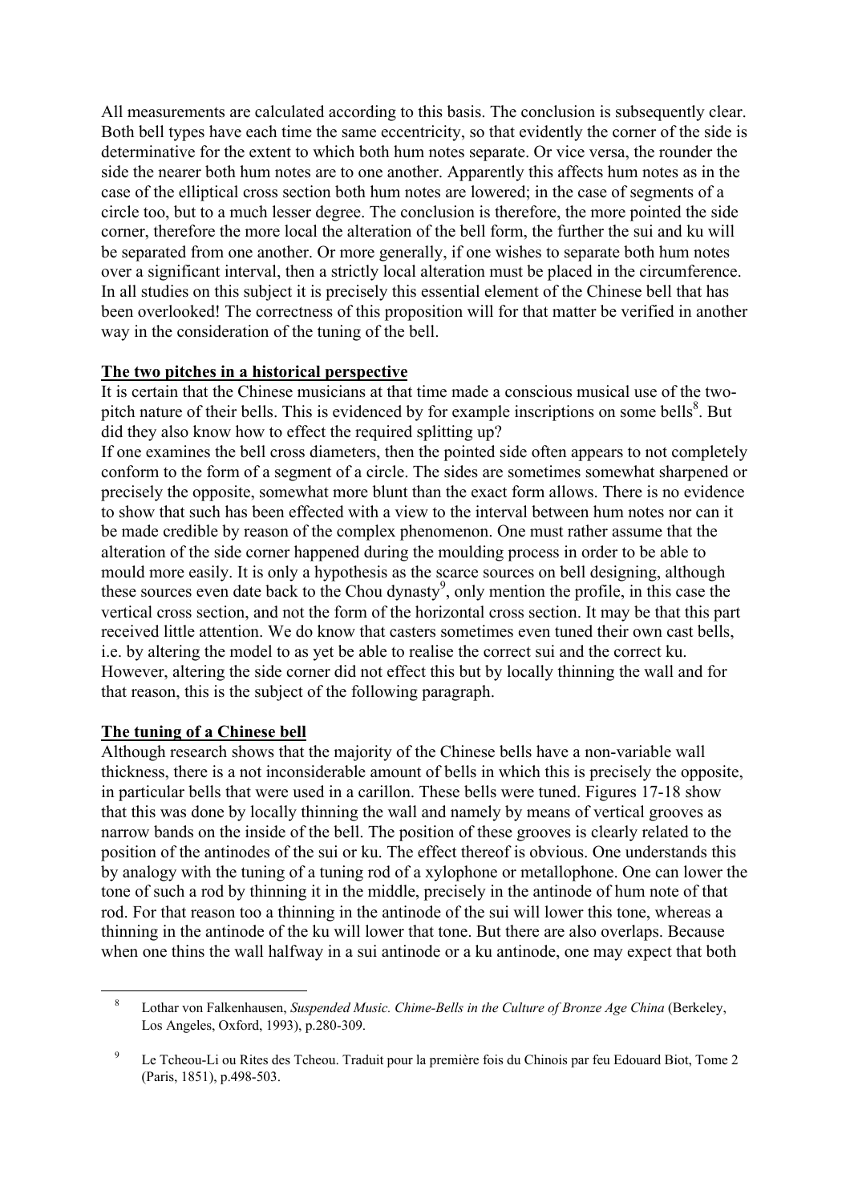All measurements are calculated according to this basis. The conclusion is subsequently clear. Both bell types have each time the same eccentricity, so that evidently the corner of the side is determinative for the extent to which both hum notes separate. Or vice versa, the rounder the side the nearer both hum notes are to one another. Apparently this affects hum notes as in the case of the elliptical cross section both hum notes are lowered; in the case of segments of a circle too, but to a much lesser degree. The conclusion is therefore, the more pointed the side corner, therefore the more local the alteration of the bell form, the further the sui and ku will be separated from one another. Or more generally, if one wishes to separate both hum notes over a significant interval, then a strictly local alteration must be placed in the circumference. In all studies on this subject it is precisely this essential element of the Chinese bell that has been overlooked! The correctness of this proposition will for that matter be verified in another way in the consideration of the tuning of the bell.

**The two pitches in a historical perspective**

It is certain that the Chinese musicians at that time made a conscious musical use of the two-pitch nature of their bells. This is evidenced by for example inscriptions on some bells[8]. But did they also know how to effect the required splitting up?

If one examines the bell cross diameters, then the pointed side often appears to not completely conform to the form of a segment of a circle. The sides are sometimes somewhat sharpened or precisely the opposite, somewhat more blunt than the exact form allows. There is no evidence to show that such has been effected with a view to the interval between hum notes nor can it be made credible by reason of the complex phenomenon. One must rather assume that the alteration of the side corner happened during the moulding process in order to be able to mould more easily. It is only a hypothesis as the scarce sources on bell designing, although these sources even date back to the Chou dynasty[9], only mention the profile, in this case the vertical cross section, and not the form of the horizontal cross section. It may be that this part received little attention. We do know that casters sometimes even tuned their own cast bells, i.e. by altering the model to as yet be able to realise the correct sui and the correct ku. However, altering the side corner did not effect this but by locally thinning the wall and for that reason, this is the subject of the following paragraph.

**The tuning of a Chinese bell**

Although research shows that the majority of the Chinese bells have a non-variable wall thickness, there is a not inconsiderable amount of bells in which this is precisely the opposite, in particular bells that were used in a carillon. These bells were tuned. Figures 17-18 show that this was done by locally thinning the wall and namely by means of vertical grooves as narrow bands on the inside of the bell. The position of these grooves is clearly related to the position of the antinodes of the sui or ku. The effect thereof is obvious. One understands this by analogy with the tuning of a tuning rod of a xylophone or metallophone. One can lower the tone of such a rod by thinning it in the middle, precisely in the antinode of hum note of that rod. For that reason too a thinning in the antinode of the sui will lower this tone, whereas a thinning in the antinode of the ku will lower that tone. But there are also overlaps. Because when one thins the wall halfway in a sui antinode or a ku antinode, one may expect that both

[8] Lothar von Falkenhausen, *Suspended Music. Chime-Bells in the Culture of Bronze Age China* (Berkeley, Los Angeles, Oxford, 1993), p.280-309.

[9] Le Tcheou-Li ou Rites des Tcheou. Traduit pour la première fois du Chinois par feu Edouard Biot, Tome 2 (Paris, 1851), p.498-503.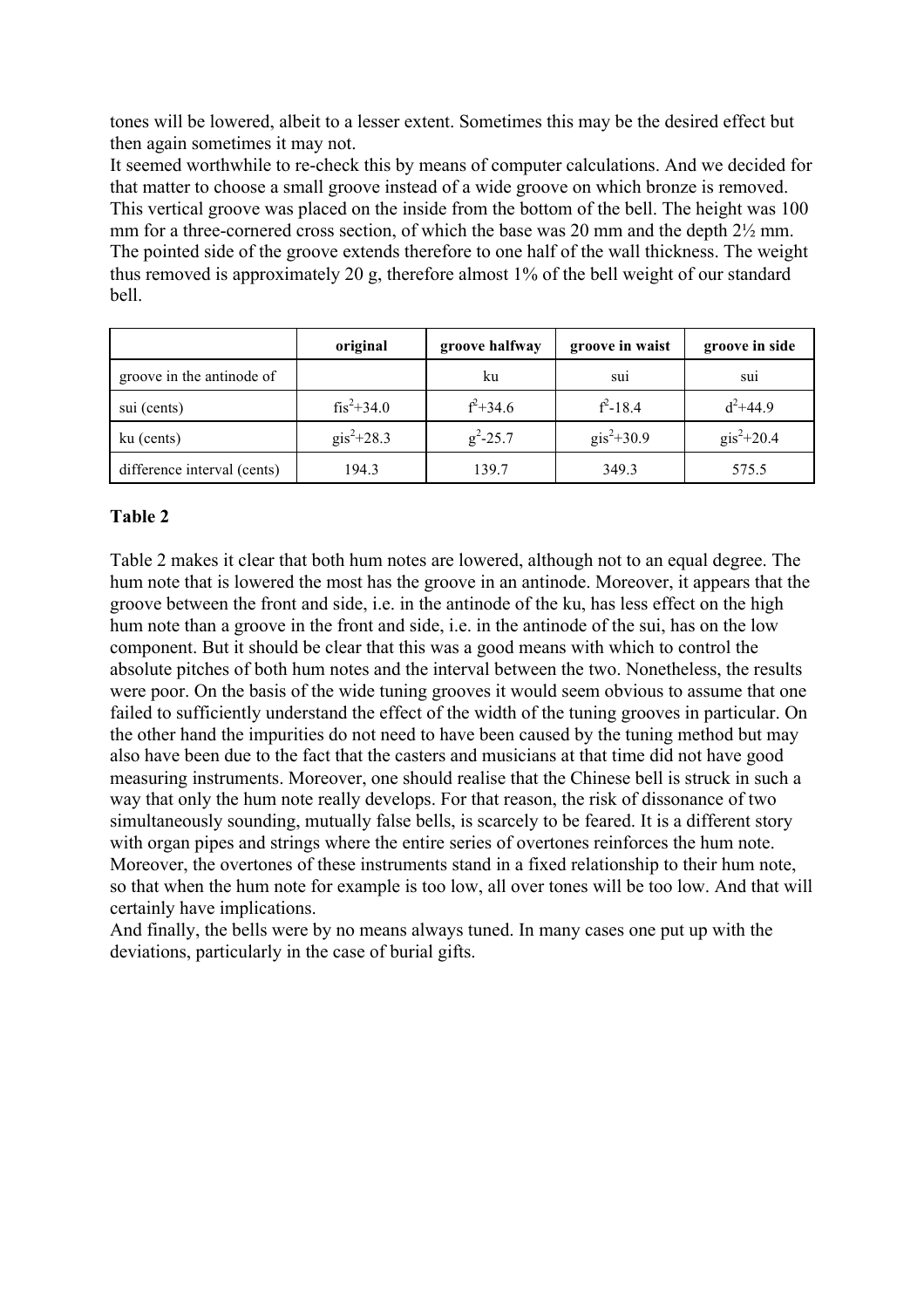tones will be lowered, albeit to a lesser extent. Sometimes this may be the desired effect but then again sometimes it may not.
It seemed worthwhile to re-check this by means of computer calculations. And we decided for that matter to choose a small groove instead of a wide groove on which bronze is removed. This vertical groove was placed on the inside from the bottom of the bell. The height was 100 mm for a three-cornered cross section, of which the base was 20 mm and the depth 2½ mm. The pointed side of the groove extends therefore to one half of the wall thickness. The weight thus removed is approximately 20 g, therefore almost 1% of the bell weight of our standard bell.

| | original | groove halfway | groove in waist | groove in side |
|---|---|---|---|---|
| groove in the antinode of | | ku | sui | sui |
| sui (cents) | $fis^2$+34.0 | $f^2$+34.6 | $f^2$-18.4 | $d^2$+44.9 |
| ku (cents) | $gis^2$+28.3 | $g^2$-25.7 | $gis^2$+30.9 | $gis^2$+20.4 |
| difference interval (cents) | 194.3 | 139.7 | 349.3 | 575.5 |

**Table 2**

Table 2 makes it clear that both hum notes are lowered, although not to an equal degree. The hum note that is lowered the most has the groove in an antinode. Moreover, it appears that the groove between the front and side, i.e. in the antinode of the ku, has less effect on the high hum note than a groove in the front and side, i.e. in the antinode of the sui, has on the low component. But it should be clear that this was a good means with which to control the absolute pitches of both hum notes and the interval between the two. Nonetheless, the results were poor. On the basis of the wide tuning grooves it would seem obvious to assume that one failed to sufficiently understand the effect of the width of the tuning grooves in particular. On the other hand the impurities do not need to have been caused by the tuning method but may also have been due to the fact that the casters and musicians at that time did not have good measuring instruments. Moreover, one should realise that the Chinese bell is struck in such a way that only the hum note really develops. For that reason, the risk of dissonance of two simultaneously sounding, mutually false bells, is scarcely to be feared. It is a different story with organ pipes and strings where the entire series of overtones reinforces the hum note. Moreover, the overtones of these instruments stand in a fixed relationship to their hum note, so that when the hum note for example is too low, all over tones will be too low. And that will certainly have implications.
And finally, the bells were by no means always tuned. In many cases one put up with the deviations, particularly in the case of burial gifts.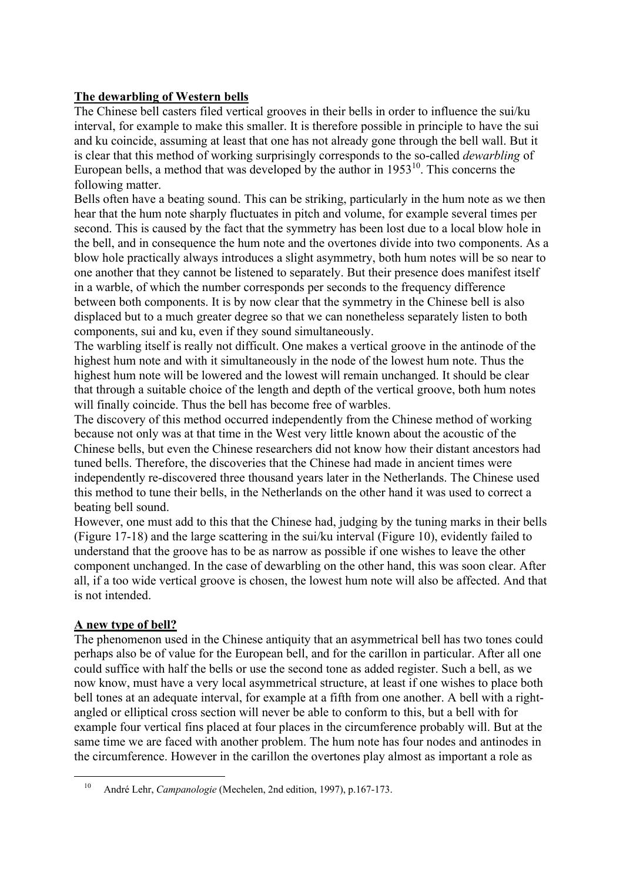## The dewarbling of Western bells

The Chinese bell casters filed vertical grooves in their bells in order to influence the sui/ku interval, for example to make this smaller. It is therefore possible in principle to have the sui and ku coincide, assuming at least that one has not already gone through the bell wall. But it is clear that this method of working surprisingly corresponds to the so-called *dewarbling* of European bells, a method that was developed by the author in 1953[10]. This concerns the following matter.

Bells often have a beating sound. This can be striking, particularly in the hum note as we then hear that the hum note sharply fluctuates in pitch and volume, for example several times per second. This is caused by the fact that the symmetry has been lost due to a local blow hole in the bell, and in consequence the hum note and the overtones divide into two components. As a blow hole practically always introduces a slight asymmetry, both hum notes will be so near to one another that they cannot be listened to separately. But their presence does manifest itself in a warble, of which the number corresponds per seconds to the frequency difference between both components. It is by now clear that the symmetry in the Chinese bell is also displaced but to a much greater degree so that we can nonetheless separately listen to both components, sui and ku, even if they sound simultaneously.

The warbling itself is really not difficult. One makes a vertical groove in the antinode of the highest hum note and with it simultaneously in the node of the lowest hum note. Thus the highest hum note will be lowered and the lowest will remain unchanged. It should be clear that through a suitable choice of the length and depth of the vertical groove, both hum notes will finally coincide. Thus the bell has become free of warbles.

The discovery of this method occurred independently from the Chinese method of working because not only was at that time in the West very little known about the acoustic of the Chinese bells, but even the Chinese researchers did not know how their distant ancestors had tuned bells. Therefore, the discoveries that the Chinese had made in ancient times were independently re-discovered three thousand years later in the Netherlands. The Chinese used this method to tune their bells, in the Netherlands on the other hand it was used to correct a beating bell sound.

However, one must add to this that the Chinese had, judging by the tuning marks in their bells (Figure 17-18) and the large scattering in the sui/ku interval (Figure 10), evidently failed to understand that the groove has to be as narrow as possible if one wishes to leave the other component unchanged. In the case of dewarbling on the other hand, this was soon clear. After all, if a too wide vertical groove is chosen, the lowest hum note will also be affected. And that is not intended.

## A new type of bell?

The phenomenon used in the Chinese antiquity that an asymmetrical bell has two tones could perhaps also be of value for the European bell, and for the carillon in particular. After all one could suffice with half the bells or use the second tone as added register. Such a bell, as we now know, must have a very local asymmetrical structure, at least if one wishes to place both bell tones at an adequate interval, for example at a fifth from one another. A bell with a right-angled or elliptical cross section will never be able to conform to this, but a bell with for example four vertical fins placed at four places in the circumference probably will. But at the same time we are faced with another problem. The hum note has four nodes and antinodes in the circumference. However in the carillon the overtones play almost as important a role as

[10] André Lehr, *Campanologie* (Mechelen, 2nd edition, 1997), p.167-173.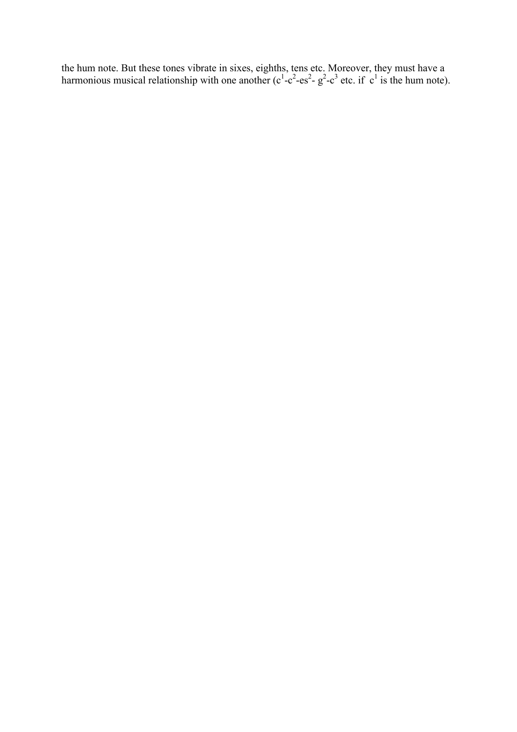the hum note. But these tones vibrate in sixes, eighths, tens etc. Moreover, they must have a harmonious musical relationship with one another ($c^1$-$c^2$-$es^2$- $g^2$-$c^3$ etc. if $c^1$ is the hum note).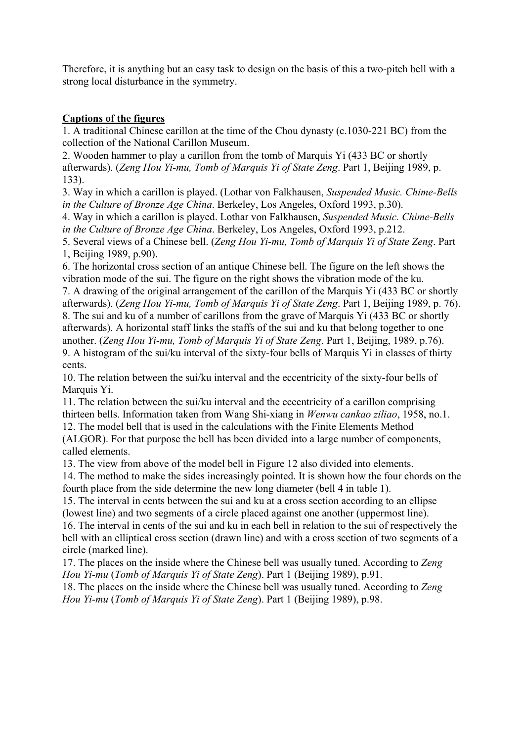Therefore, it is anything but an easy task to design on the basis of this a two-pitch bell with a strong local disturbance in the symmetry.

## **Captions of the figures**

1. A traditional Chinese carillon at the time of the Chou dynasty (c.1030-221 BC) from the collection of the National Carillon Museum.
2. Wooden hammer to play a carillon from the tomb of Marquis Yi (433 BC or shortly afterwards). (*Zeng Hou Yi-mu, Tomb of Marquis Yi of State Zeng*. Part 1, Beijing 1989, p. 133).
3. Way in which a carillon is played. (Lothar von Falkhausen, *Suspended Music. Chime-Bells in the Culture of Bronze Age China*. Berkeley, Los Angeles, Oxford 1993, p.30).
4. Way in which a carillon is played. Lothar von Falkhausen, *Suspended Music. Chime-Bells in the Culture of Bronze Age China*. Berkeley, Los Angeles, Oxford 1993, p.212.
5. Several views of a Chinese bell. (*Zeng Hou Yi-mu, Tomb of Marquis Yi of State Zeng*. Part 1, Beijing 1989, p.90).
6. The horizontal cross section of an antique Chinese bell. The figure on the left shows the vibration mode of the sui. The figure on the right shows the vibration mode of the ku.
7. A drawing of the original arrangement of the carillon of the Marquis Yi (433 BC or shortly afterwards). (*Zeng Hou Yi-mu, Tomb of Marquis Yi of State Zeng*. Part 1, Beijing 1989, p. 76).
8. The sui and ku of a number of carillons from the grave of Marquis Yi (433 BC or shortly afterwards). A horizontal staff links the staffs of the sui and ku that belong together to one another. (*Zeng Hou Yi-mu, Tomb of Marquis Yi of State Zeng*. Part 1, Beijing, 1989, p.76).
9. A histogram of the sui/ku interval of the sixty-four bells of Marquis Yi in classes of thirty cents.
10. The relation between the sui/ku interval and the eccentricity of the sixty-four bells of Marquis Yi.
11. The relation between the sui/ku interval and the eccentricity of a carillon comprising thirteen bells. Information taken from Wang Shi-xiang in *Wenwu cankao ziliao*, 1958, no.1.
12. The model bell that is used in the calculations with the Finite Elements Method (ALGOR). For that purpose the bell has been divided into a large number of components, called elements.
13. The view from above of the model bell in Figure 12 also divided into elements.
14. The method to make the sides increasingly pointed. It is shown how the four chords on the fourth place from the side determine the new long diameter (bell 4 in table 1).
15. The interval in cents between the sui and ku at a cross section according to an ellipse (lowest line) and two segments of a circle placed against one another (uppermost line).
16. The interval in cents of the sui and ku in each bell in relation to the sui of respectively the bell with an elliptical cross section (drawn line) and with a cross section of two segments of a circle (marked line).
17. The places on the inside where the Chinese bell was usually tuned. According to *Zeng Hou Yi-mu* (*Tomb of Marquis Yi of State Zeng*). Part 1 (Beijing 1989), p.91.
18. The places on the inside where the Chinese bell was usually tuned. According to *Zeng Hou Yi-mu* (*Tomb of Marquis Yi of State Zeng*). Part 1 (Beijing 1989), p.98.